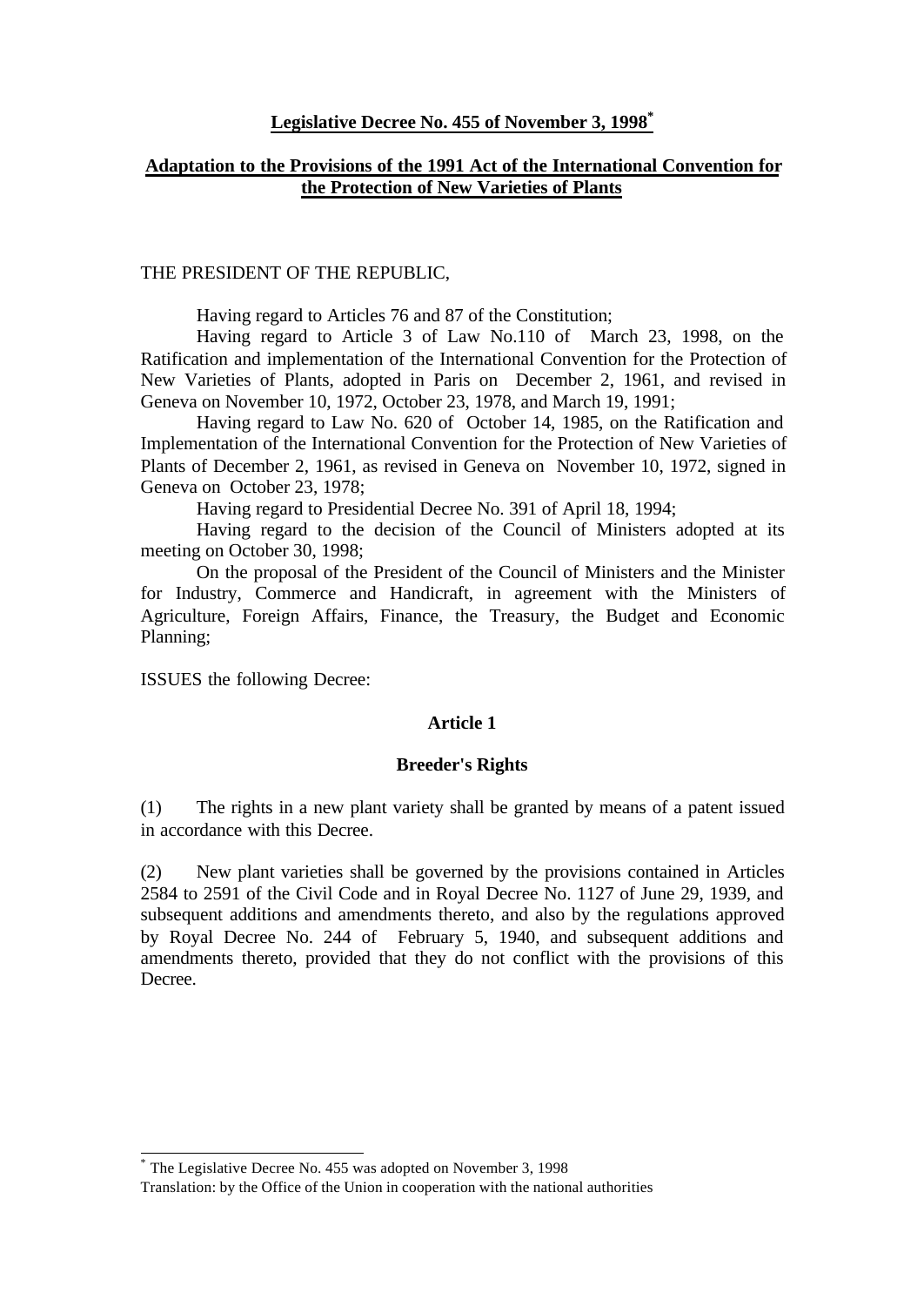# Legislative Decree No. 455 of November 3, 1998[*]

## Adaptation to the Provisions of the 1991 Act of the International Convention for the Protection of New Varieties of Plants

THE PRESIDENT OF THE REPUBLIC,

Having regard to Articles 76 and 87 of the Constitution;

Having regard to Article 3 of Law No.110 of March 23, 1998, on the Ratification and implementation of the International Convention for the Protection of New Varieties of Plants, adopted in Paris on December 2, 1961, and revised in Geneva on November 10, 1972, October 23, 1978, and March 19, 1991;

Having regard to Law No. 620 of October 14, 1985, on the Ratification and Implementation of the International Convention for the Protection of New Varieties of Plants of December 2, 1961, as revised in Geneva on November 10, 1972, signed in Geneva on October 23, 1978;

Having regard to Presidential Decree No. 391 of April 18, 1994;

Having regard to the decision of the Council of Ministers adopted at its meeting on October 30, 1998;

On the proposal of the President of the Council of Ministers and the Minister for Industry, Commerce and Handicraft, in agreement with the Ministers of Agriculture, Foreign Affairs, Finance, the Treasury, the Budget and Economic Planning;

ISSUES the following Decree:

### Article 1

### Breeder's Rights

(1) The rights in a new plant variety shall be granted by means of a patent issued in accordance with this Decree.

(2) New plant varieties shall be governed by the provisions contained in Articles 2584 to 2591 of the Civil Code and in Royal Decree No. 1127 of June 29, 1939, and subsequent additions and amendments thereto, and also by the regulations approved by Royal Decree No. 244 of February 5, 1940, and subsequent additions and amendments thereto, provided that they do not conflict with the provisions of this Decree.

---

[*] The Legislative Decree No. 455 was adopted on November 3, 1998

Translation: by the Office of the Union in cooperation with the national authorities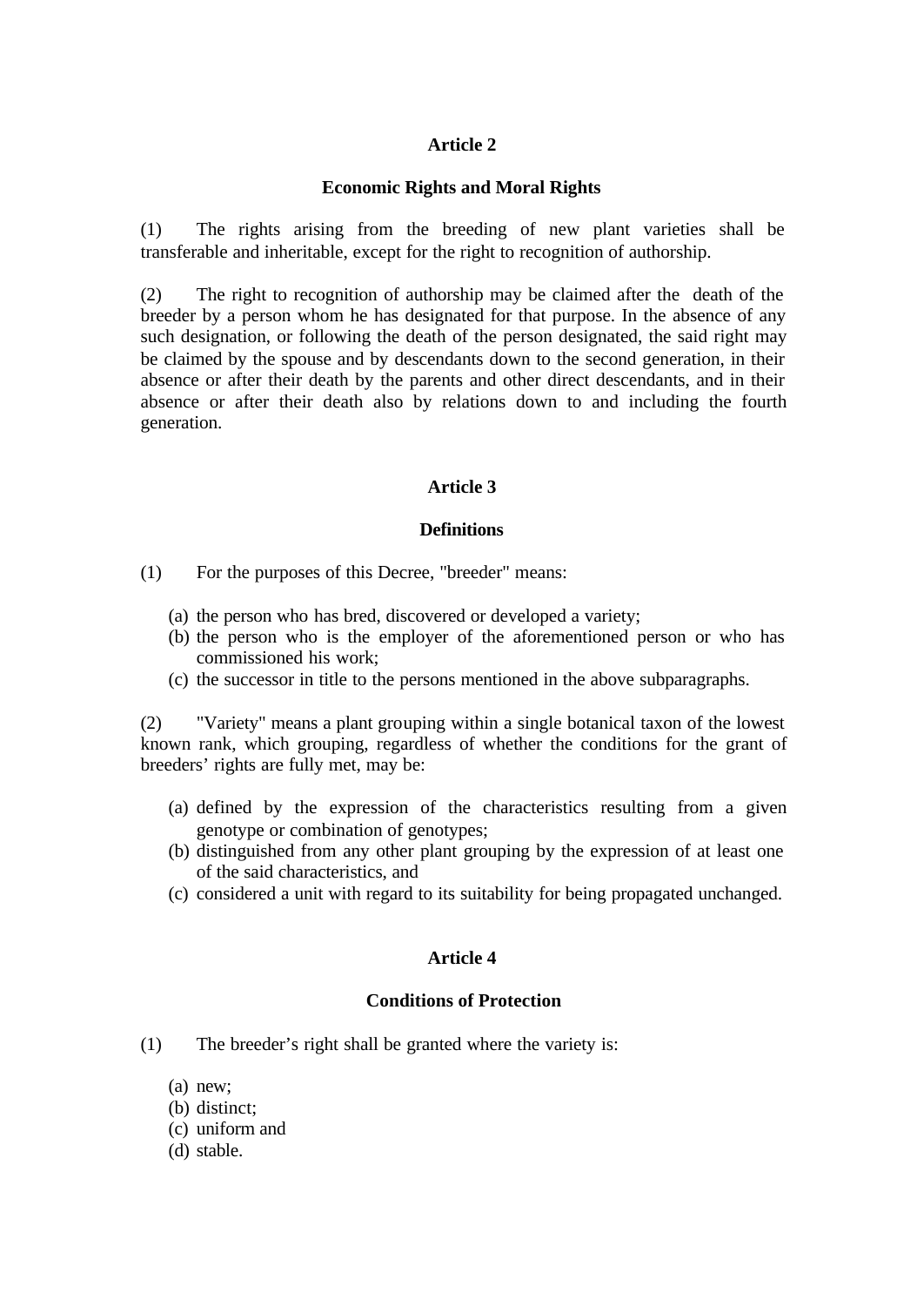## Article 2

### Economic Rights and Moral Rights

(1) The rights arising from the breeding of new plant varieties shall be transferable and inheritable, except for the right to recognition of authorship.

(2) The right to recognition of authorship may be claimed after the death of the breeder by a person whom he has designated for that purpose. In the absence of any such designation, or following the death of the person designated, the said right may be claimed by the spouse and by descendants down to the second generation, in their absence or after their death by the parents and other direct descendants, and in their absence or after their death also by relations down to and including the fourth generation.

## Article 3

### Definitions

(1) For the purposes of this Decree, "breeder" means:

(a) the person who has bred, discovered or developed a variety;
(b) the person who is the employer of the aforementioned person or who has commissioned his work;
(c) the successor in title to the persons mentioned in the above subparagraphs.

(2) "Variety" means a plant grouping within a single botanical taxon of the lowest known rank, which grouping, regardless of whether the conditions for the grant of breeders' rights are fully met, may be:

(a) defined by the expression of the characteristics resulting from a given genotype or combination of genotypes;
(b) distinguished from any other plant grouping by the expression of at least one of the said characteristics, and
(c) considered a unit with regard to its suitability for being propagated unchanged.

## Article 4

### Conditions of Protection

(1) The breeder's right shall be granted where the variety is:

(a) new;
(b) distinct;
(c) uniform and
(d) stable.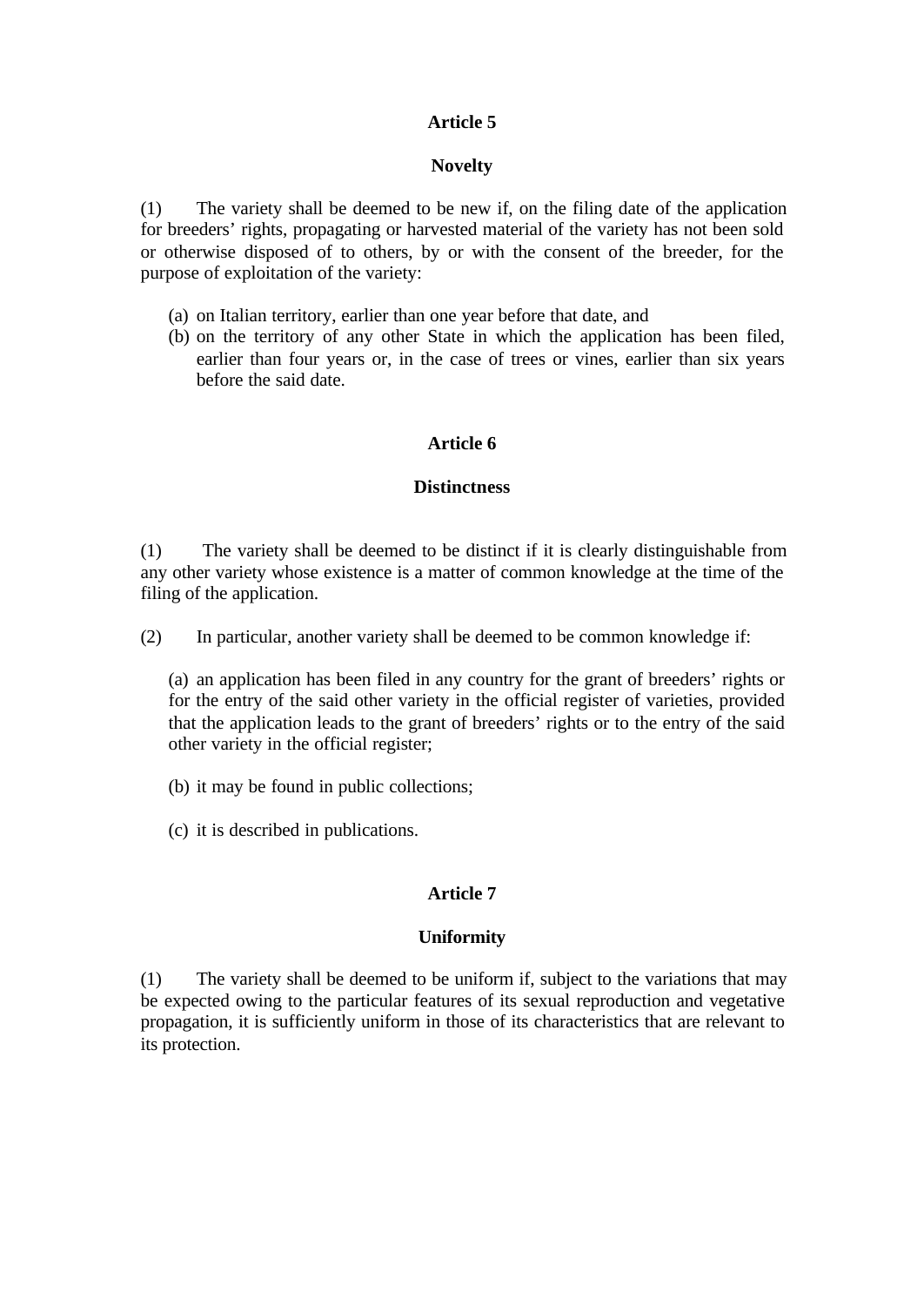## Article 5

### Novelty

(1) The variety shall be deemed to be new if, on the filing date of the application for breeders' rights, propagating or harvested material of the variety has not been sold or otherwise disposed of to others, by or with the consent of the breeder, for the purpose of exploitation of the variety:

(a) on Italian territory, earlier than one year before that date, and
(b) on the territory of any other State in which the application has been filed, earlier than four years or, in the case of trees or vines, earlier than six years before the said date.

## Article 6

### Distinctness

(1) The variety shall be deemed to be distinct if it is clearly distinguishable from any other variety whose existence is a matter of common knowledge at the time of the filing of the application.

(2) In particular, another variety shall be deemed to be common knowledge if:

(a) an application has been filed in any country for the grant of breeders' rights or for the entry of the said other variety in the official register of varieties, provided that the application leads to the grant of breeders' rights or to the entry of the said other variety in the official register;

(b) it may be found in public collections;

(c) it is described in publications.

## Article 7

### Uniformity

(1) The variety shall be deemed to be uniform if, subject to the variations that may be expected owing to the particular features of its sexual reproduction and vegetative propagation, it is sufficiently uniform in those of its characteristics that are relevant to its protection.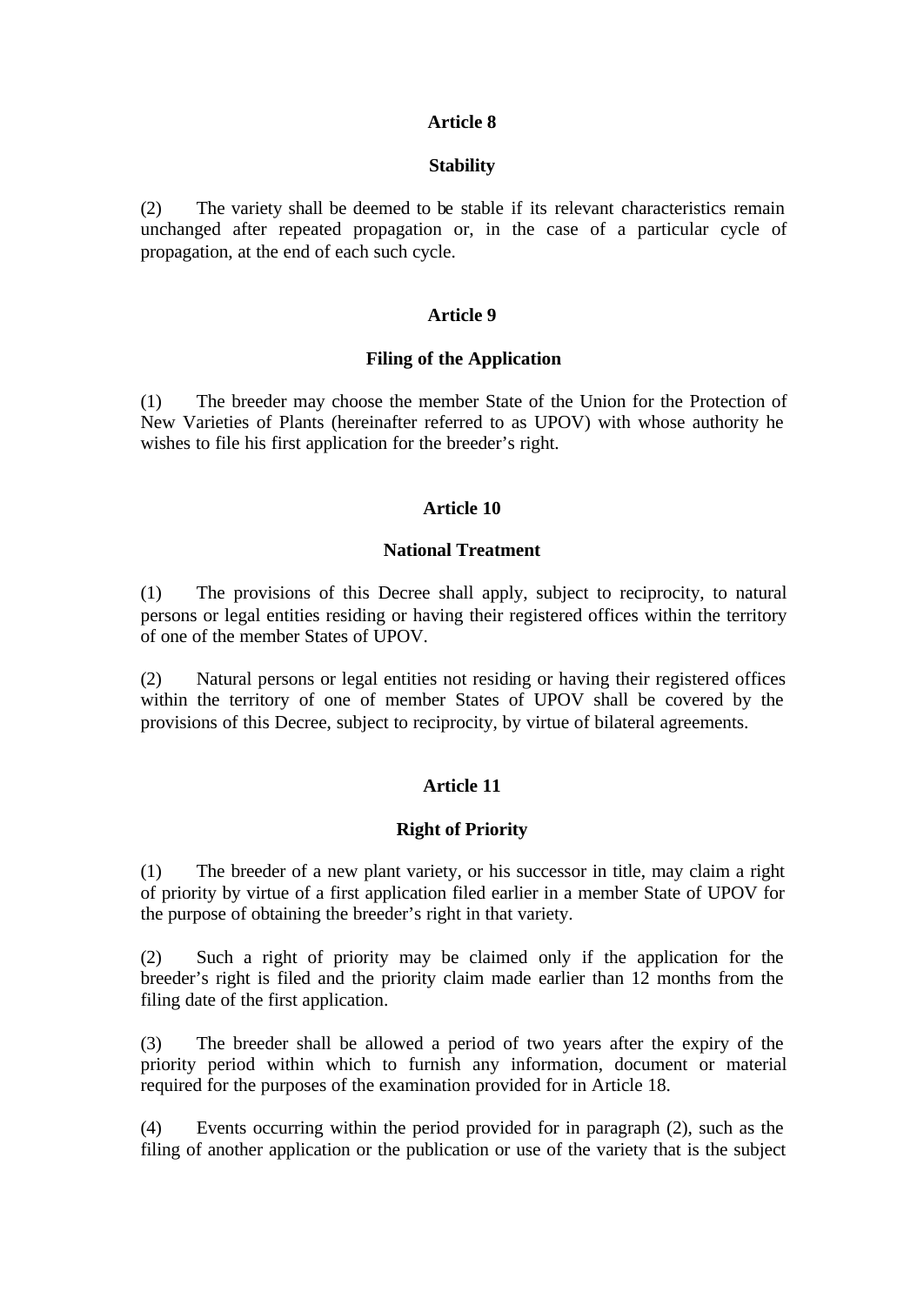## Article 8

### Stability

(2) The variety shall be deemed to be stable if its relevant characteristics remain unchanged after repeated propagation or, in the case of a particular cycle of propagation, at the end of each such cycle.

## Article 9

### Filing of the Application

(1) The breeder may choose the member State of the Union for the Protection of New Varieties of Plants (hereinafter referred to as UPOV) with whose authority he wishes to file his first application for the breeder's right.

## Article 10

### National Treatment

(1) The provisions of this Decree shall apply, subject to reciprocity, to natural persons or legal entities residing or having their registered offices within the territory of one of the member States of UPOV.

(2) Natural persons or legal entities not residing or having their registered offices within the territory of one of member States of UPOV shall be covered by the provisions of this Decree, subject to reciprocity, by virtue of bilateral agreements.

## Article 11

### Right of Priority

(1) The breeder of a new plant variety, or his successor in title, may claim a right of priority by virtue of a first application filed earlier in a member State of UPOV for the purpose of obtaining the breeder's right in that variety.

(2) Such a right of priority may be claimed only if the application for the breeder's right is filed and the priority claim made earlier than 12 months from the filing date of the first application.

(3) The breeder shall be allowed a period of two years after the expiry of the priority period within which to furnish any information, document or material required for the purposes of the examination provided for in Article 18.

(4) Events occurring within the period provided for in paragraph (2), such as the filing of another application or the publication or use of the variety that is the subject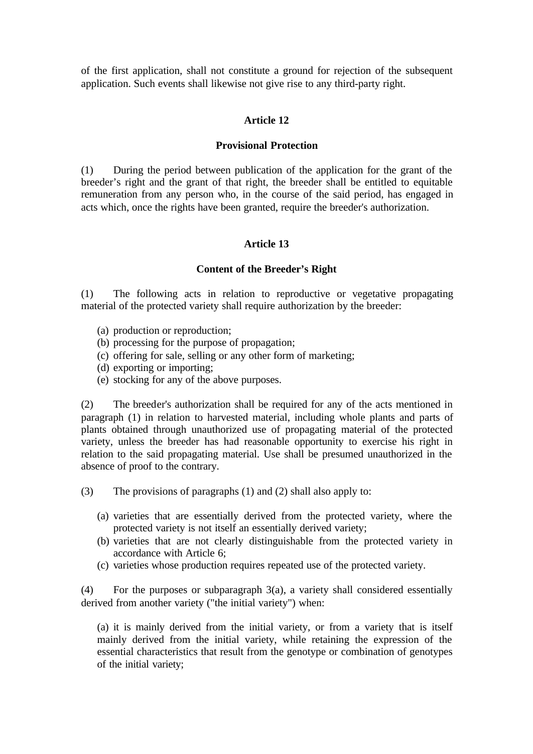of the first application, shall not constitute a ground for rejection of the subsequent application. Such events shall likewise not give rise to any third-party right.

### Article 12

### Provisional Protection

(1) During the period between publication of the application for the grant of the breeder's right and the grant of that right, the breeder shall be entitled to equitable remuneration from any person who, in the course of the said period, has engaged in acts which, once the rights have been granted, require the breeder's authorization.

### Article 13

### Content of the Breeder's Right

(1) The following acts in relation to reproductive or vegetative propagating material of the protected variety shall require authorization by the breeder:

(a) production or reproduction;
(b) processing for the purpose of propagation;
(c) offering for sale, selling or any other form of marketing;
(d) exporting or importing;
(e) stocking for any of the above purposes.

(2) The breeder's authorization shall be required for any of the acts mentioned in paragraph (1) in relation to harvested material, including whole plants and parts of plants obtained through unauthorized use of propagating material of the protected variety, unless the breeder has had reasonable opportunity to exercise his right in relation to the said propagating material. Use shall be presumed unauthorized in the absence of proof to the contrary.

(3) The provisions of paragraphs (1) and (2) shall also apply to:

(a) varieties that are essentially derived from the protected variety, where the protected variety is not itself an essentially derived variety;
(b) varieties that are not clearly distinguishable from the protected variety in accordance with Article 6;
(c) varieties whose production requires repeated use of the protected variety.

(4) For the purposes or subparagraph 3(a), a variety shall considered essentially derived from another variety ("the initial variety") when:

(a) it is mainly derived from the initial variety, or from a variety that is itself mainly derived from the initial variety, while retaining the expression of the essential characteristics that result from the genotype or combination of genotypes of the initial variety;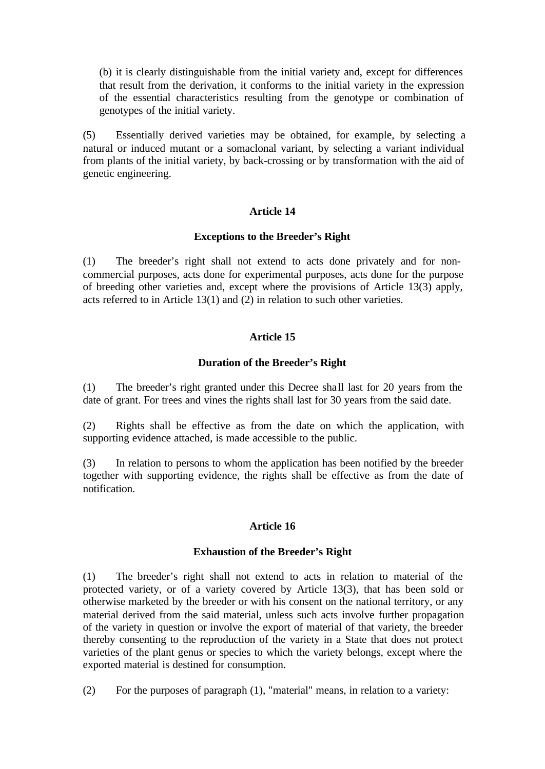(b) it is clearly distinguishable from the initial variety and, except for differences that result from the derivation, it conforms to the initial variety in the expression of the essential characteristics resulting from the genotype or combination of genotypes of the initial variety.

(5) Essentially derived varieties may be obtained, for example, by selecting a natural or induced mutant or a somaclonal variant, by selecting a variant individual from plants of the initial variety, by back-crossing or by transformation with the aid of genetic engineering.

## Article 14

### Exceptions to the Breeder's Right

(1) The breeder's right shall not extend to acts done privately and for non-commercial purposes, acts done for experimental purposes, acts done for the purpose of breeding other varieties and, except where the provisions of Article 13(3) apply, acts referred to in Article 13(1) and (2) in relation to such other varieties.

## Article 15

### Duration of the Breeder's Right

(1) The breeder's right granted under this Decree shall last for 20 years from the date of grant. For trees and vines the rights shall last for 30 years from the said date.

(2) Rights shall be effective as from the date on which the application, with supporting evidence attached, is made accessible to the public.

(3) In relation to persons to whom the application has been notified by the breeder together with supporting evidence, the rights shall be effective as from the date of notification.

## Article 16

### Exhaustion of the Breeder's Right

(1) The breeder's right shall not extend to acts in relation to material of the protected variety, or of a variety covered by Article 13(3), that has been sold or otherwise marketed by the breeder or with his consent on the national territory, or any material derived from the said material, unless such acts involve further propagation of the variety in question or involve the export of material of that variety, the breeder thereby consenting to the reproduction of the variety in a State that does not protect varieties of the plant genus or species to which the variety belongs, except where the exported material is destined for consumption.

(2) For the purposes of paragraph (1), "material" means, in relation to a variety: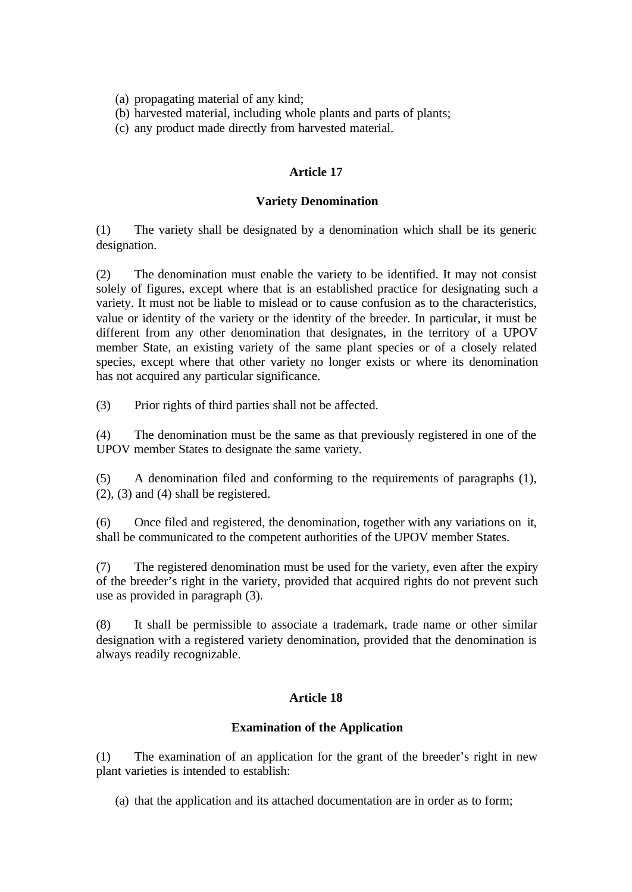(a) propagating material of any kind;
(b) harvested material, including whole plants and parts of plants;
(c) any product made directly from harvested material.

### Article 17

### Variety Denomination

(1) The variety shall be designated by a denomination which shall be its generic designation.

(2) The denomination must enable the variety to be identified. It may not consist solely of figures, except where that is an established practice for designating such a variety. It must not be liable to mislead or to cause confusion as to the characteristics, value or identity of the variety or the identity of the breeder. In particular, it must be different from any other denomination that designates, in the territory of a UPOV member State, an existing variety of the same plant species or of a closely related species, except where that other variety no longer exists or where its denomination has not acquired any particular significance.

(3) Prior rights of third parties shall not be affected.

(4) The denomination must be the same as that previously registered in one of the UPOV member States to designate the same variety.

(5) A denomination filed and conforming to the requirements of paragraphs (1), (2), (3) and (4) shall be registered.

(6) Once filed and registered, the denomination, together with any variations on it, shall be communicated to the competent authorities of the UPOV member States.

(7) The registered denomination must be used for the variety, even after the expiry of the breeder's right in the variety, provided that acquired rights do not prevent such use as provided in paragraph (3).

(8) It shall be permissible to associate a trademark, trade name or other similar designation with a registered variety denomination, provided that the denomination is always readily recognizable.

### Article 18

### Examination of the Application

(1) The examination of an application for the grant of the breeder's right in new plant varieties is intended to establish:

(a) that the application and its attached documentation are in order as to form;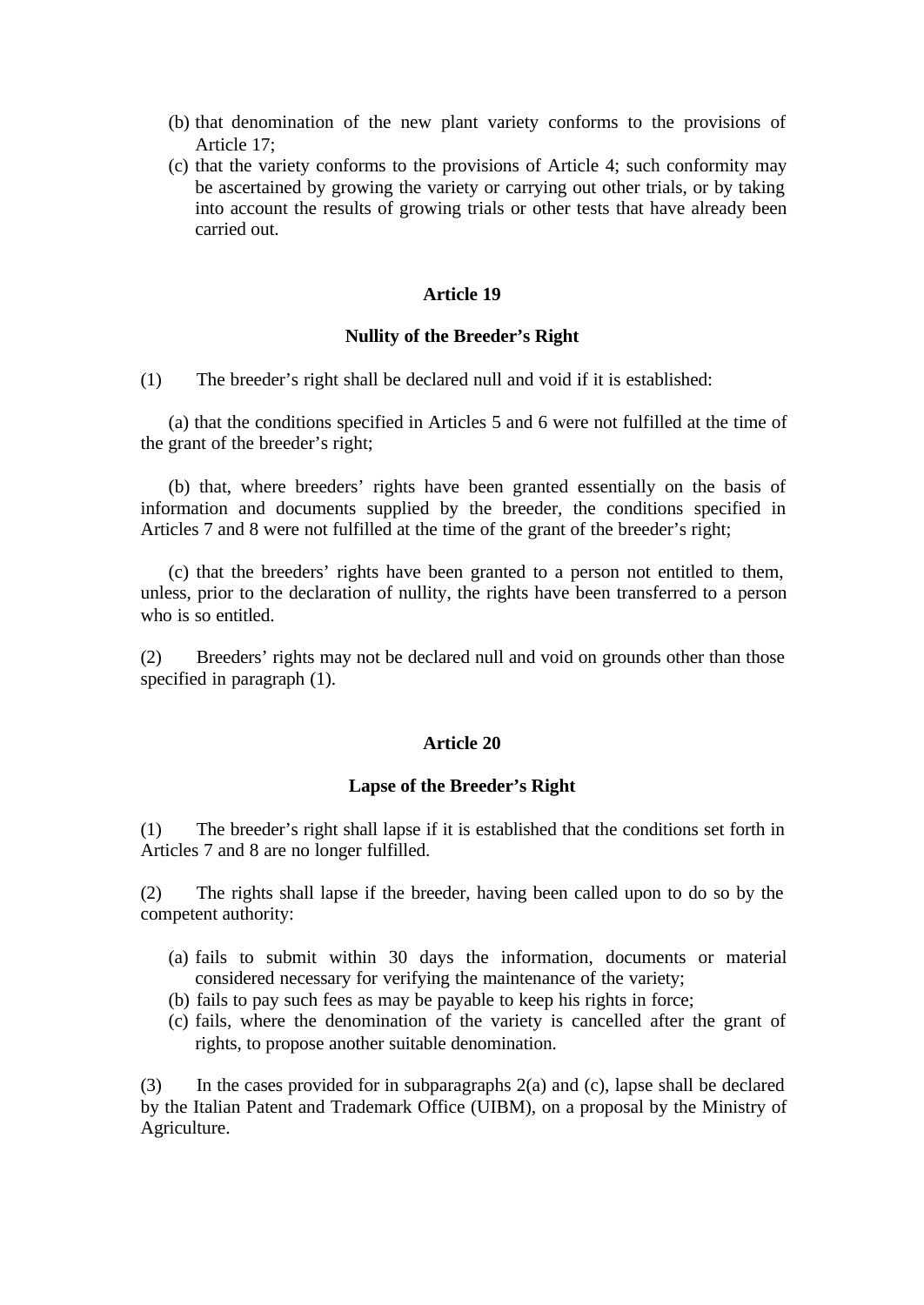(b) that denomination of the new plant variety conforms to the provisions of Article 17;
(c) that the variety conforms to the provisions of Article 4; such conformity may be ascertained by growing the variety or carrying out other trials, or by taking into account the results of growing trials or other tests that have already been carried out.

**Article 19**

**Nullity of the Breeder's Right**

(1) The breeder's right shall be declared null and void if it is established:

(a) that the conditions specified in Articles 5 and 6 were not fulfilled at the time of the grant of the breeder's right;

(b) that, where breeders' rights have been granted essentially on the basis of information and documents supplied by the breeder, the conditions specified in Articles 7 and 8 were not fulfilled at the time of the grant of the breeder's right;

(c) that the breeders' rights have been granted to a person not entitled to them, unless, prior to the declaration of nullity, the rights have been transferred to a person who is so entitled.

(2) Breeders' rights may not be declared null and void on grounds other than those specified in paragraph (1).

**Article 20**

**Lapse of the Breeder's Right**

(1) The breeder's right shall lapse if it is established that the conditions set forth in Articles 7 and 8 are no longer fulfilled.

(2) The rights shall lapse if the breeder, having been called upon to do so by the competent authority:

(a) fails to submit within 30 days the information, documents or material considered necessary for verifying the maintenance of the variety;
(b) fails to pay such fees as may be payable to keep his rights in force;
(c) fails, where the denomination of the variety is cancelled after the grant of rights, to propose another suitable denomination.

(3) In the cases provided for in subparagraphs 2(a) and (c), lapse shall be declared by the Italian Patent and Trademark Office (UIBM), on a proposal by the Ministry of Agriculture.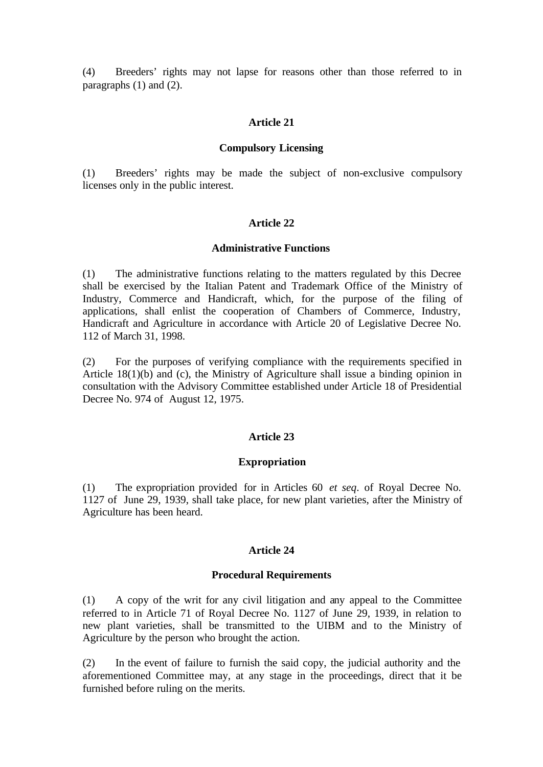(4) Breeders' rights may not lapse for reasons other than those referred to in paragraphs (1) and (2).

### Article 21

#### Compulsory Licensing

(1) Breeders' rights may be made the subject of non-exclusive compulsory licenses only in the public interest.

### Article 22

#### Administrative Functions

(1) The administrative functions relating to the matters regulated by this Decree shall be exercised by the Italian Patent and Trademark Office of the Ministry of Industry, Commerce and Handicraft, which, for the purpose of the filing of applications, shall enlist the cooperation of Chambers of Commerce, Industry, Handicraft and Agriculture in accordance with Article 20 of Legislative Decree No. 112 of March 31, 1998.

(2) For the purposes of verifying compliance with the requirements specified in Article 18(1)(b) and (c), the Ministry of Agriculture shall issue a binding opinion in consultation with the Advisory Committee established under Article 18 of Presidential Decree No. 974 of August 12, 1975.

### Article 23

#### Expropriation

(1) The expropriation provided for in Articles 60 *et seq*. of Royal Decree No. 1127 of June 29, 1939, shall take place, for new plant varieties, after the Ministry of Agriculture has been heard.

### Article 24

#### Procedural Requirements

(1) A copy of the writ for any civil litigation and any appeal to the Committee referred to in Article 71 of Royal Decree No. 1127 of June 29, 1939, in relation to new plant varieties, shall be transmitted to the UIBM and to the Ministry of Agriculture by the person who brought the action.

(2) In the event of failure to furnish the said copy, the judicial authority and the aforementioned Committee may, at any stage in the proceedings, direct that it be furnished before ruling on the merits.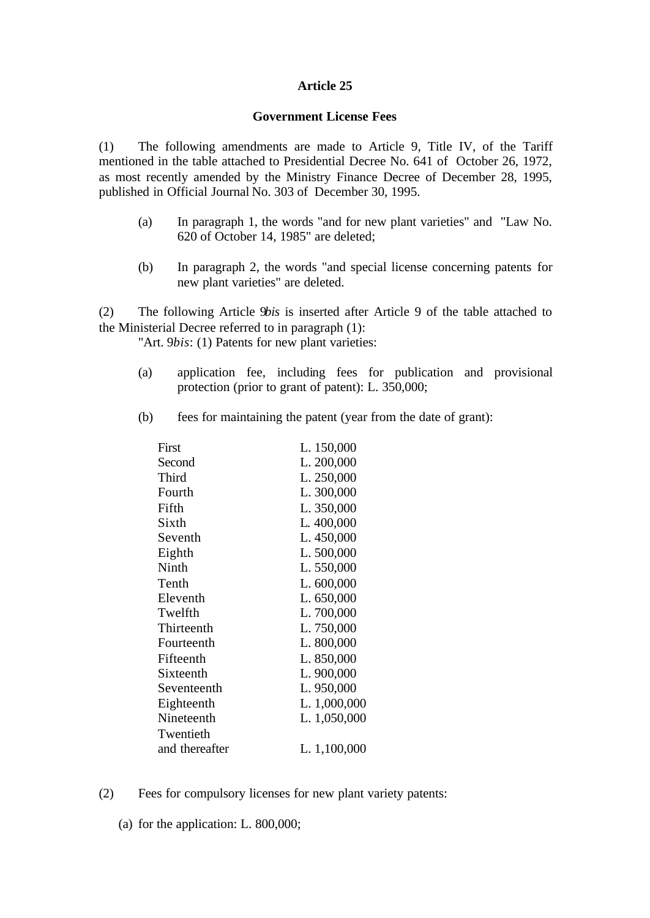## Article 25

### Government License Fees

(1) The following amendments are made to Article 9, Title IV, of the Tariff mentioned in the table attached to Presidential Decree No. 641 of October 26, 1972, as most recently amended by the Ministry Finance Decree of December 28, 1995, published in Official Journal No. 303 of December 30, 1995.

(a) In paragraph 1, the words "and for new plant varieties" and "Law No. 620 of October 14, 1985" are deleted;

(b) In paragraph 2, the words "and special license concerning patents for new plant varieties" are deleted.

(2) The following Article 9*bis* is inserted after Article 9 of the table attached to the Ministerial Decree referred to in paragraph (1):

"Art. 9*bis*: (1) Patents for new plant varieties:

(a) application fee, including fees for publication and provisional protection (prior to grant of patent): L. 350,000;

(b) fees for maintaining the patent (year from the date of grant):

| Year | Fee |
|---|---|
| First | L. 150,000 |
| Second | L. 200,000 |
| Third | L. 250,000 |
| Fourth | L. 300,000 |
| Fifth | L. 350,000 |
| Sixth | L. 400,000 |
| Seventh | L. 450,000 |
| Eighth | L. 500,000 |
| Ninth | L. 550,000 |
| Tenth | L. 600,000 |
| Eleventh | L. 650,000 |
| Twelfth | L. 700,000 |
| Thirteenth | L. 750,000 |
| Fourteenth | L. 800,000 |
| Fifteenth | L. 850,000 |
| Sixteenth | L. 900,000 |
| Seventeenth | L. 950,000 |
| Eighteenth | L. 1,000,000 |
| Nineteenth | L. 1,050,000 |
| Twentieth and thereafter | L. 1,100,000 |

(2) Fees for compulsory licenses for new plant variety patents:

(a) for the application: L. 800,000;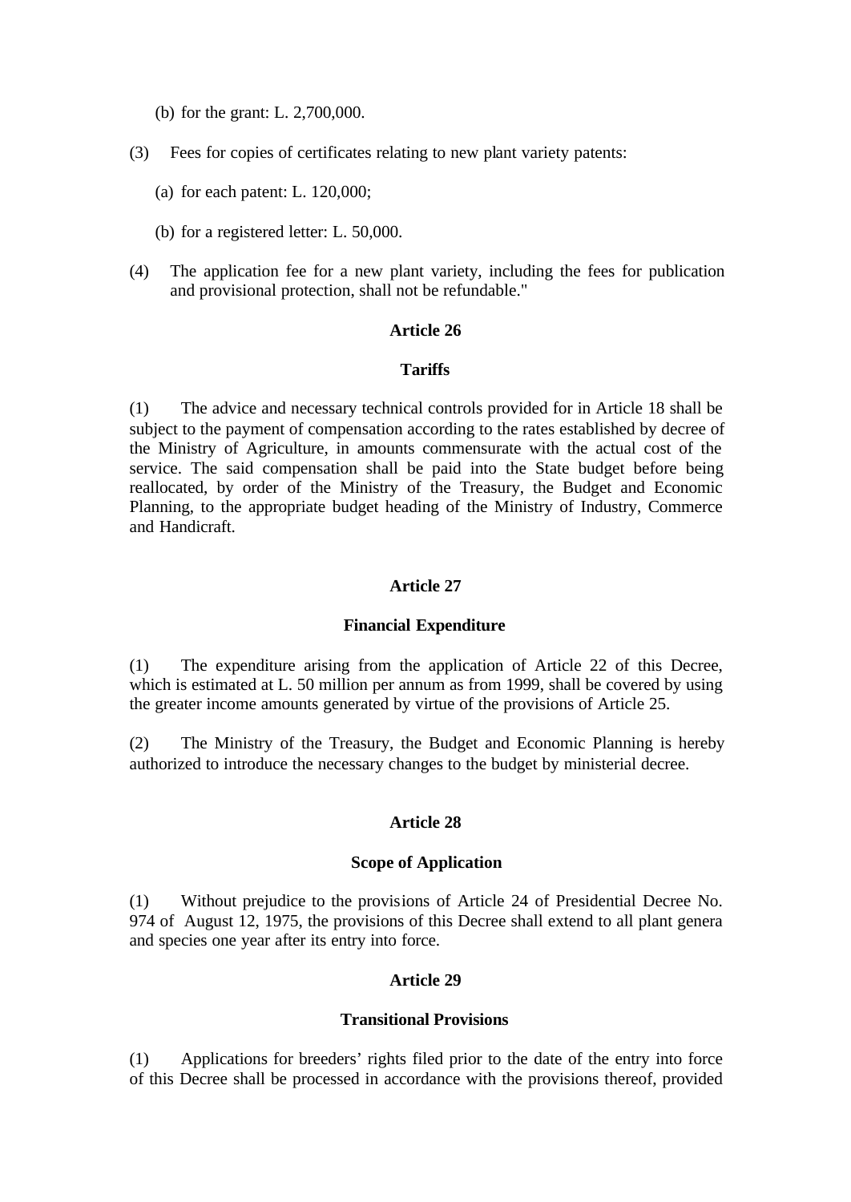(b) for the grant: L. 2,700,000.

(3) Fees for copies of certificates relating to new plant variety patents:

(a) for each patent: L. 120,000;

(b) for a registered letter: L. 50,000.

(4) The application fee for a new plant variety, including the fees for publication and provisional protection, shall not be refundable."

### Article 26

### Tariffs

(1) The advice and necessary technical controls provided for in Article 18 shall be subject to the payment of compensation according to the rates established by decree of the Ministry of Agriculture, in amounts commensurate with the actual cost of the service. The said compensation shall be paid into the State budget before being reallocated, by order of the Ministry of the Treasury, the Budget and Economic Planning, to the appropriate budget heading of the Ministry of Industry, Commerce and Handicraft.

### Article 27

### Financial Expenditure

(1) The expenditure arising from the application of Article 22 of this Decree, which is estimated at L. 50 million per annum as from 1999, shall be covered by using the greater income amounts generated by virtue of the provisions of Article 25.

(2) The Ministry of the Treasury, the Budget and Economic Planning is hereby authorized to introduce the necessary changes to the budget by ministerial decree.

### Article 28

### Scope of Application

(1) Without prejudice to the provisions of Article 24 of Presidential Decree No. 974 of August 12, 1975, the provisions of this Decree shall extend to all plant genera and species one year after its entry into force.

### Article 29

### Transitional Provisions

(1) Applications for breeders' rights filed prior to the date of the entry into force of this Decree shall be processed in accordance with the provisions thereof, provided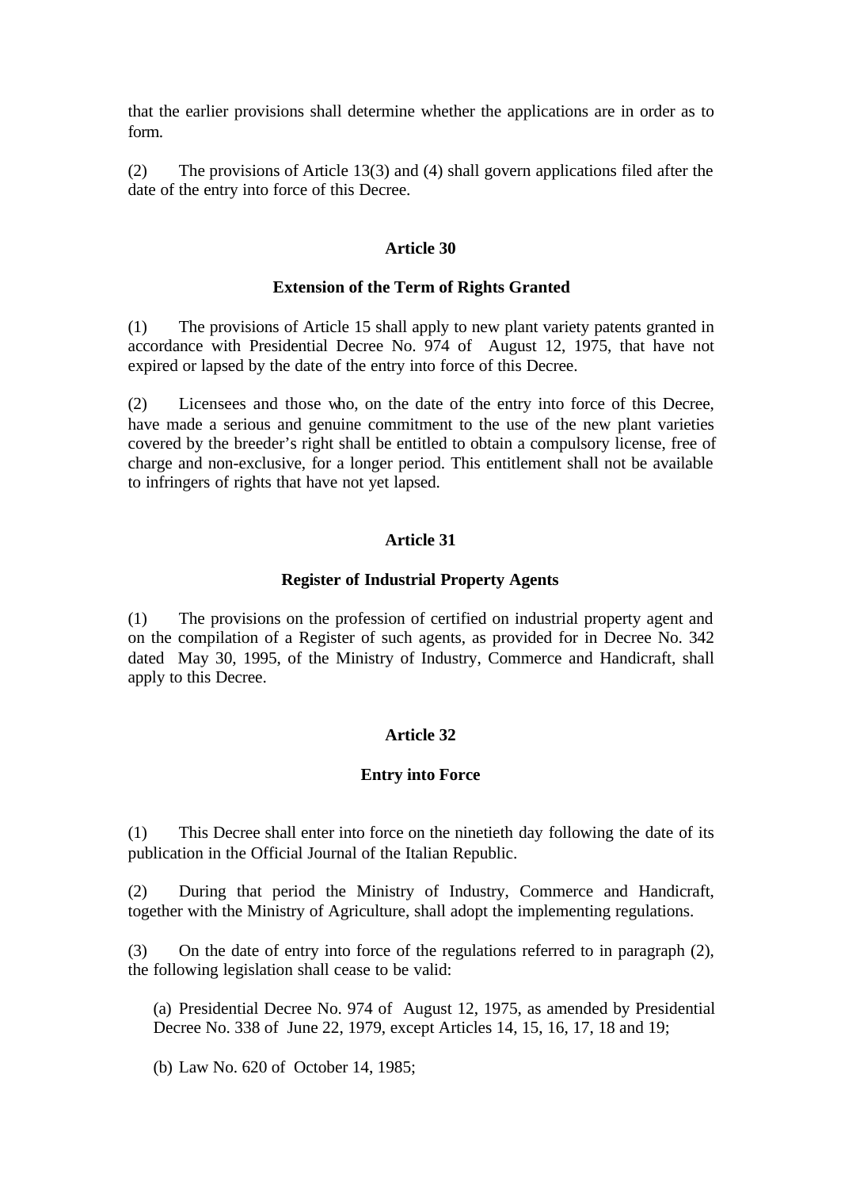that the earlier provisions shall determine whether the applications are in order as to form.

(2) The provisions of Article 13(3) and (4) shall govern applications filed after the date of the entry into force of this Decree.

## Article 30

### Extension of the Term of Rights Granted

(1) The provisions of Article 15 shall apply to new plant variety patents granted in accordance with Presidential Decree No. 974 of August 12, 1975, that have not expired or lapsed by the date of the entry into force of this Decree.

(2) Licensees and those who, on the date of the entry into force of this Decree, have made a serious and genuine commitment to the use of the new plant varieties covered by the breeder's right shall be entitled to obtain a compulsory license, free of charge and non-exclusive, for a longer period. This entitlement shall not be available to infringers of rights that have not yet lapsed.

## Article 31

### Register of Industrial Property Agents

(1) The provisions on the profession of certified on industrial property agent and on the compilation of a Register of such agents, as provided for in Decree No. 342 dated May 30, 1995, of the Ministry of Industry, Commerce and Handicraft, shall apply to this Decree.

## Article 32

### Entry into Force

(1) This Decree shall enter into force on the ninetieth day following the date of its publication in the Official Journal of the Italian Republic.

(2) During that period the Ministry of Industry, Commerce and Handicraft, together with the Ministry of Agriculture, shall adopt the implementing regulations.

(3) On the date of entry into force of the regulations referred to in paragraph (2), the following legislation shall cease to be valid:

(a) Presidential Decree No. 974 of August 12, 1975, as amended by Presidential Decree No. 338 of June 22, 1979, except Articles 14, 15, 16, 17, 18 and 19;

(b) Law No. 620 of October 14, 1985;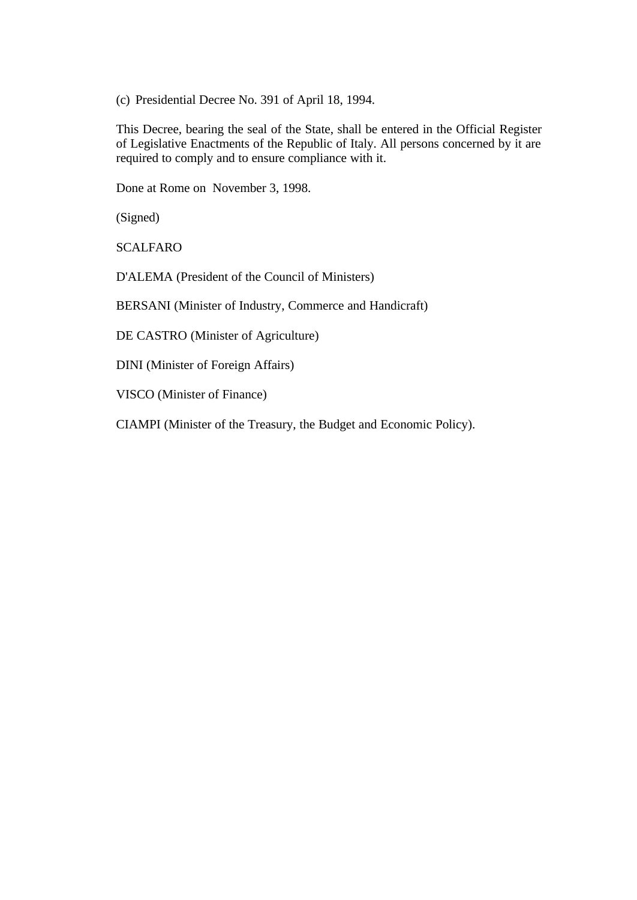(c) Presidential Decree No. 391 of April 18, 1994.

This Decree, bearing the seal of the State, shall be entered in the Official Register of Legislative Enactments of the Republic of Italy. All persons concerned by it are required to comply and to ensure compliance with it.

Done at Rome on November 3, 1998.

(Signed)

SCALFARO

D'ALEMA (President of the Council of Ministers)

BERSANI (Minister of Industry, Commerce and Handicraft)

DE CASTRO (Minister of Agriculture)

DINI (Minister of Foreign Affairs)

VISCO (Minister of Finance)

CIAMPI (Minister of the Treasury, the Budget and Economic Policy).